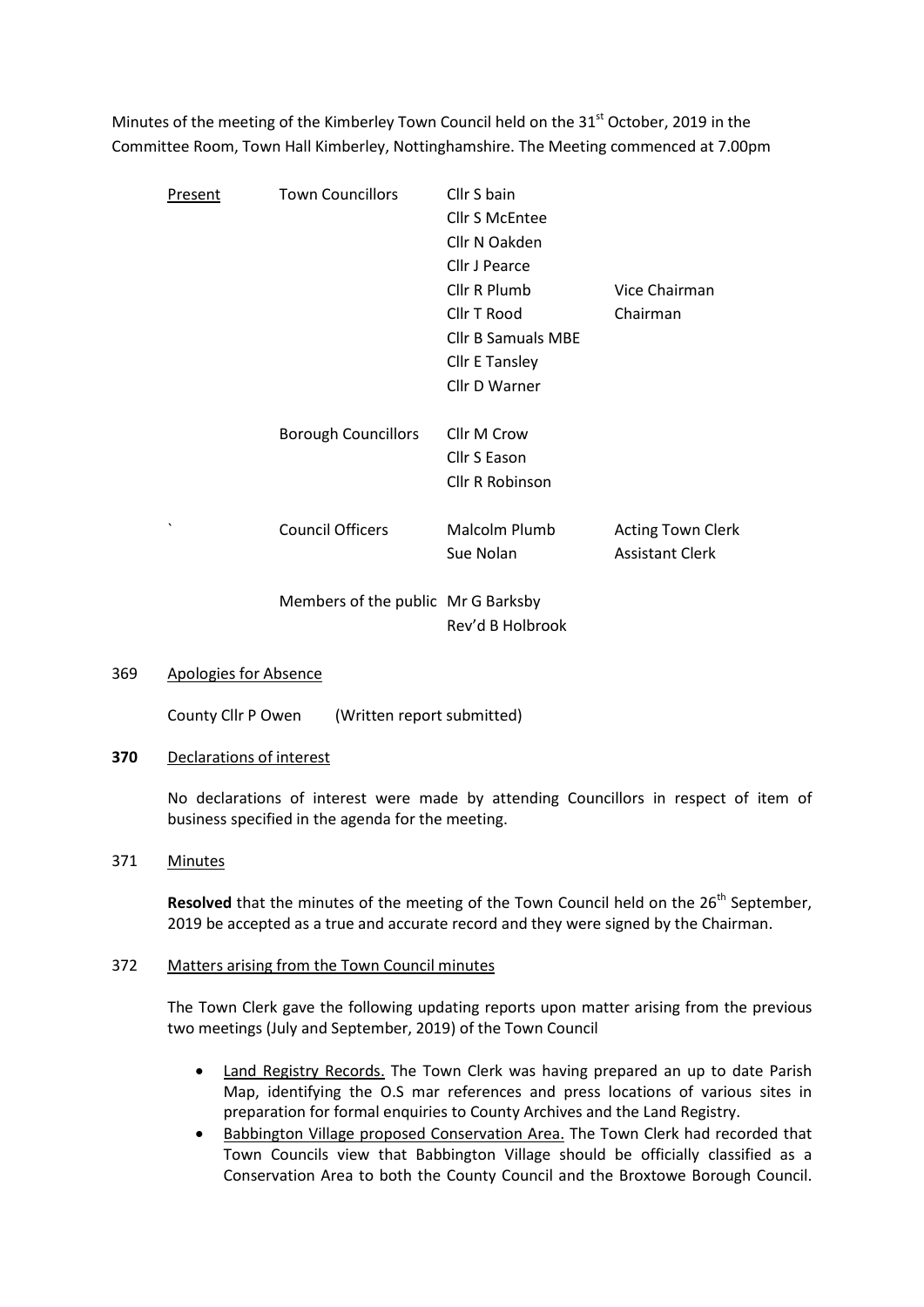Minutes of the meeting of the Kimberley Town Council held on the 31st October, 2019 in the Committee Room, Town Hall Kimberley, Nottinghamshire. The Meeting commenced at 7.00pm

| Present | Town Councillors | Cllr S bain | |
|---|---|---|---|
| | | Cllr S McEntee | |
| | | Cllr N Oakden | |
| | | Cllr J Pearce | |
| | | Cllr R Plumb | Vice Chairman |
| | | Cllr T Rood | Chairman |
| | | Cllr B Samuals MBE | |
| | | Cllr E Tansley | |
| | | Cllr D Warner | |
| | Borough Councillors | Cllr M Crow | |
| | | Cllr S Eason | |
| | | Cllr R Robinson | |
| ` | Council Officers | Malcolm Plumb | Acting Town Clerk |
| | | Sue Nolan | Assistant Clerk |
| | Members of the public | Mr G Barksby | |
| | | Rev'd B Holbrook | |

369 Apologies for Absence

County Cllr P Owen (Written report submitted)

**370** Declarations of interest

No declarations of interest were made by attending Councillors in respect of item of business specified in the agenda for the meeting.

371 Minutes

**Resolved** that the minutes of the meeting of the Town Council held on the 26th September, 2019 be accepted as a true and accurate record and they were signed by the Chairman.

372 Matters arising from the Town Council minutes

The Town Clerk gave the following updating reports upon matter arising from the previous two meetings (July and September, 2019) of the Town Council

- Land Registry Records. The Town Clerk was having prepared an up to date Parish Map, identifying the O.S mar references and press locations of various sites in preparation for formal enquiries to County Archives and the Land Registry.
- Babbington Village proposed Conservation Area. The Town Clerk had recorded that Town Councils view that Babbington Village should be officially classified as a Conservation Area to both the County Council and the Broxtowe Borough Council.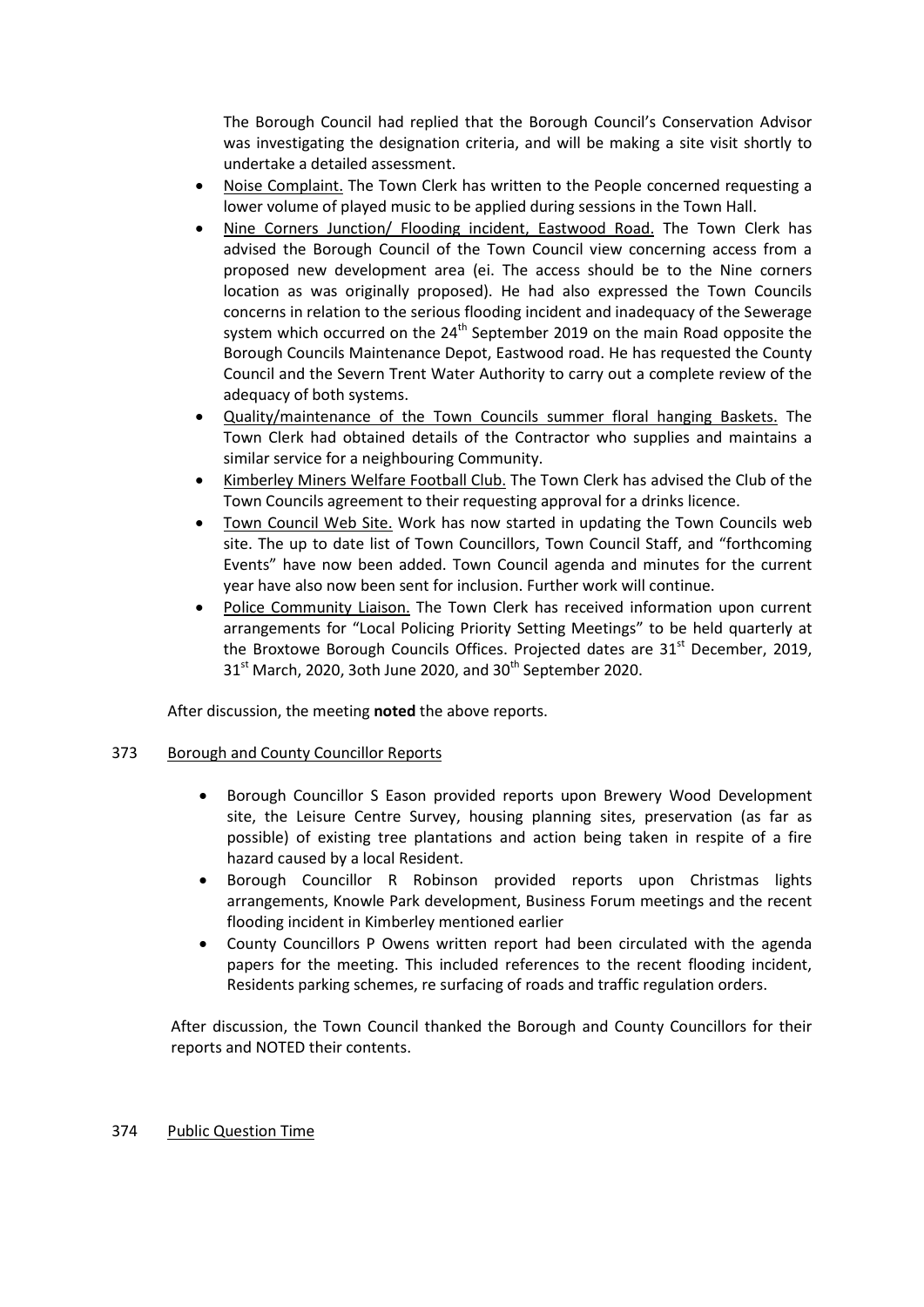The Borough Council had replied that the Borough Council's Conservation Advisor was investigating the designation criteria, and will be making a site visit shortly to undertake a detailed assessment.

- Noise Complaint. The Town Clerk has written to the People concerned requesting a lower volume of played music to be applied during sessions in the Town Hall.
- Nine Corners Junction/ Flooding incident, Eastwood Road. The Town Clerk has advised the Borough Council of the Town Council view concerning access from a proposed new development area (ei. The access should be to the Nine corners location as was originally proposed). He had also expressed the Town Councils concerns in relation to the serious flooding incident and inadequacy of the Sewerage system which occurred on the 24th September 2019 on the main Road opposite the Borough Councils Maintenance Depot, Eastwood road. He has requested the County Council and the Severn Trent Water Authority to carry out a complete review of the adequacy of both systems.
- Quality/maintenance of the Town Councils summer floral hanging Baskets. The Town Clerk had obtained details of the Contractor who supplies and maintains a similar service for a neighbouring Community.
- Kimberley Miners Welfare Football Club. The Town Clerk has advised the Club of the Town Councils agreement to their requesting approval for a drinks licence.
- Town Council Web Site. Work has now started in updating the Town Councils web site. The up to date list of Town Councillors, Town Council Staff, and "forthcoming Events" have now been added. Town Council agenda and minutes for the current year have also now been sent for inclusion. Further work will continue.
- Police Community Liaison. The Town Clerk has received information upon current arrangements for "Local Policing Priority Setting Meetings" to be held quarterly at the Broxtowe Borough Councils Offices. Projected dates are 31st December, 2019, 31st March, 2020, 3oth June 2020, and 30th September 2020.

After discussion, the meeting **noted** the above reports.

373 Borough and County Councillor Reports

- Borough Councillor S Eason provided reports upon Brewery Wood Development site, the Leisure Centre Survey, housing planning sites, preservation (as far as possible) of existing tree plantations and action being taken in respite of a fire hazard caused by a local Resident.
- Borough Councillor R Robinson provided reports upon Christmas lights arrangements, Knowle Park development, Business Forum meetings and the recent flooding incident in Kimberley mentioned earlier
- County Councillors P Owens written report had been circulated with the agenda papers for the meeting. This included references to the recent flooding incident, Residents parking schemes, re surfacing of roads and traffic regulation orders.

After discussion, the Town Council thanked the Borough and County Councillors for their reports and NOTED their contents.

374 Public Question Time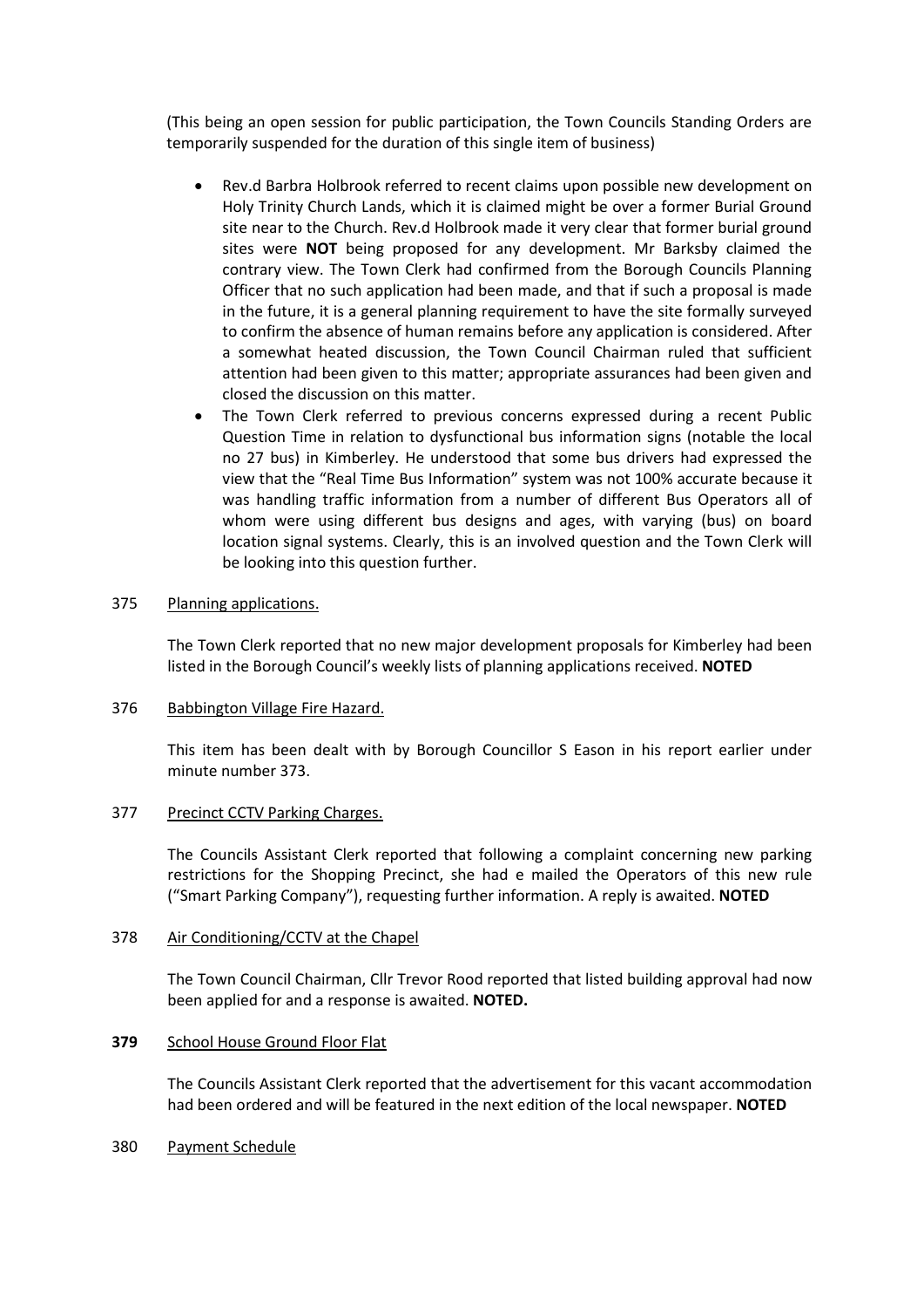(This being an open session for public participation, the Town Councils Standing Orders are temporarily suspended for the duration of this single item of business)

- Rev.d Barbra Holbrook referred to recent claims upon possible new development on Holy Trinity Church Lands, which it is claimed might be over a former Burial Ground site near to the Church. Rev.d Holbrook made it very clear that former burial ground sites were **NOT** being proposed for any development. Mr Barksby claimed the contrary view. The Town Clerk had confirmed from the Borough Councils Planning Officer that no such application had been made, and that if such a proposal is made in the future, it is a general planning requirement to have the site formally surveyed to confirm the absence of human remains before any application is considered. After a somewhat heated discussion, the Town Council Chairman ruled that sufficient attention had been given to this matter; appropriate assurances had been given and closed the discussion on this matter.
- The Town Clerk referred to previous concerns expressed during a recent Public Question Time in relation to dysfunctional bus information signs (notable the local no 27 bus) in Kimberley. He understood that some bus drivers had expressed the view that the "Real Time Bus Information" system was not 100% accurate because it was handling traffic information from a number of different Bus Operators all of whom were using different bus designs and ages, with varying (bus) on board location signal systems. Clearly, this is an involved question and the Town Clerk will be looking into this question further.

375 Planning applications.

The Town Clerk reported that no new major development proposals for Kimberley had been listed in the Borough Council's weekly lists of planning applications received. **NOTED**

376 Babbington Village Fire Hazard.

This item has been dealt with by Borough Councillor S Eason in his report earlier under minute number 373.

377 Precinct CCTV Parking Charges.

The Councils Assistant Clerk reported that following a complaint concerning new parking restrictions for the Shopping Precinct, she had e mailed the Operators of this new rule ("Smart Parking Company"), requesting further information. A reply is awaited. **NOTED**

378 Air Conditioning/CCTV at the Chapel

The Town Council Chairman, Cllr Trevor Rood reported that listed building approval had now been applied for and a response is awaited. **NOTED.**

**379** School House Ground Floor Flat

The Councils Assistant Clerk reported that the advertisement for this vacant accommodation had been ordered and will be featured in the next edition of the local newspaper. **NOTED**

380 Payment Schedule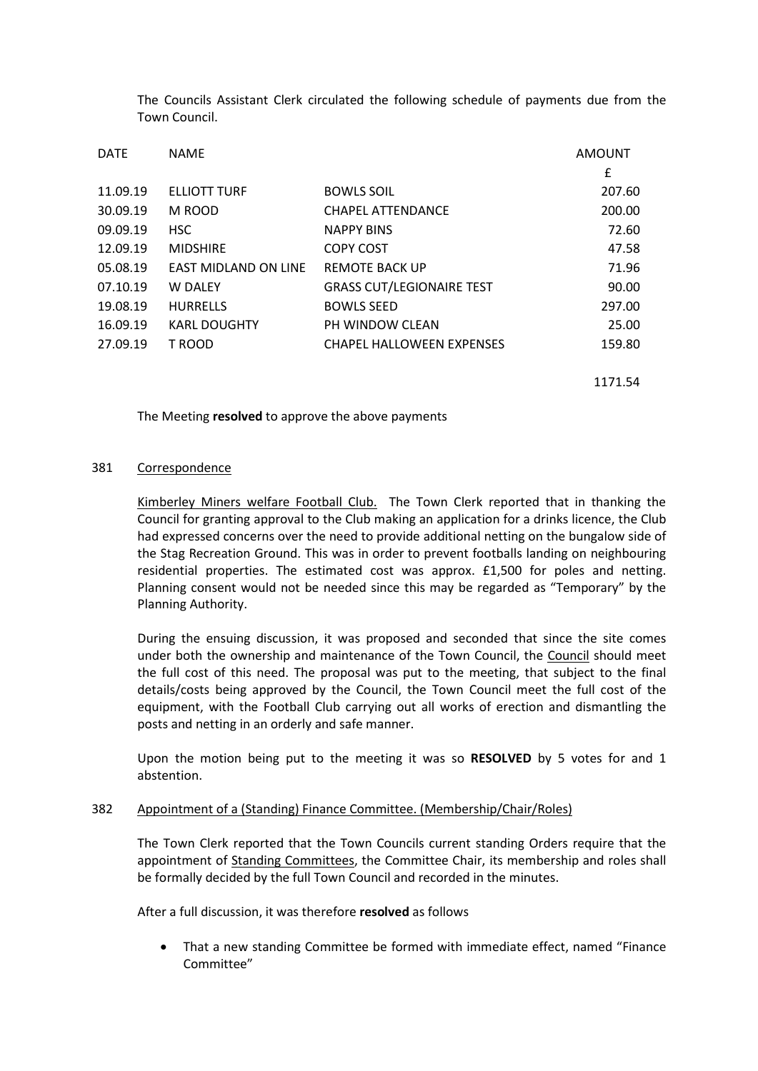The Councils Assistant Clerk circulated the following schedule of payments due from the Town Council.

| DATE | NAME | | AMOUNT |
|---|---|---|---|
| | | | £ |
| 11.09.19 | ELLIOTT TURF | BOWLS SOIL | 207.60 |
| 30.09.19 | M ROOD | CHAPEL ATTENDANCE | 200.00 |
| 09.09.19 | HSC | NAPPY BINS | 72.60 |
| 12.09.19 | MIDSHIRE | COPY COST | 47.58 |
| 05.08.19 | EAST MIDLAND ON LINE | REMOTE BACK UP | 71.96 |
| 07.10.19 | W DALEY | GRASS CUT/LEGIONAIRE TEST | 90.00 |
| 19.08.19 | HURRELLS | BOWLS SEED | 297.00 |
| 16.09.19 | KARL DOUGHTY | PH WINDOW CLEAN | 25.00 |
| 27.09.19 | T ROOD | CHAPEL HALLOWEEN EXPENSES | 159.80 |
| | | | 1171.54 |

The Meeting **resolved** to approve the above payments

381 Correspondence

Kimberley Miners welfare Football Club. The Town Clerk reported that in thanking the Council for granting approval to the Club making an application for a drinks licence, the Club had expressed concerns over the need to provide additional netting on the bungalow side of the Stag Recreation Ground. This was in order to prevent footballs landing on neighbouring residential properties. The estimated cost was approx. £1,500 for poles and netting. Planning consent would not be needed since this may be regarded as "Temporary" by the Planning Authority.

During the ensuing discussion, it was proposed and seconded that since the site comes under both the ownership and maintenance of the Town Council, the Council should meet the full cost of this need. The proposal was put to the meeting, that subject to the final details/costs being approved by the Council, the Town Council meet the full cost of the equipment, with the Football Club carrying out all works of erection and dismantling the posts and netting in an orderly and safe manner.

Upon the motion being put to the meeting it was so **RESOLVED** by 5 votes for and 1 abstention.

382 Appointment of a (Standing) Finance Committee. (Membership/Chair/Roles)

The Town Clerk reported that the Town Councils current standing Orders require that the appointment of Standing Committees, the Committee Chair, its membership and roles shall be formally decided by the full Town Council and recorded in the minutes.

After a full discussion, it was therefore **resolved** as follows

- That a new standing Committee be formed with immediate effect, named "Finance Committee"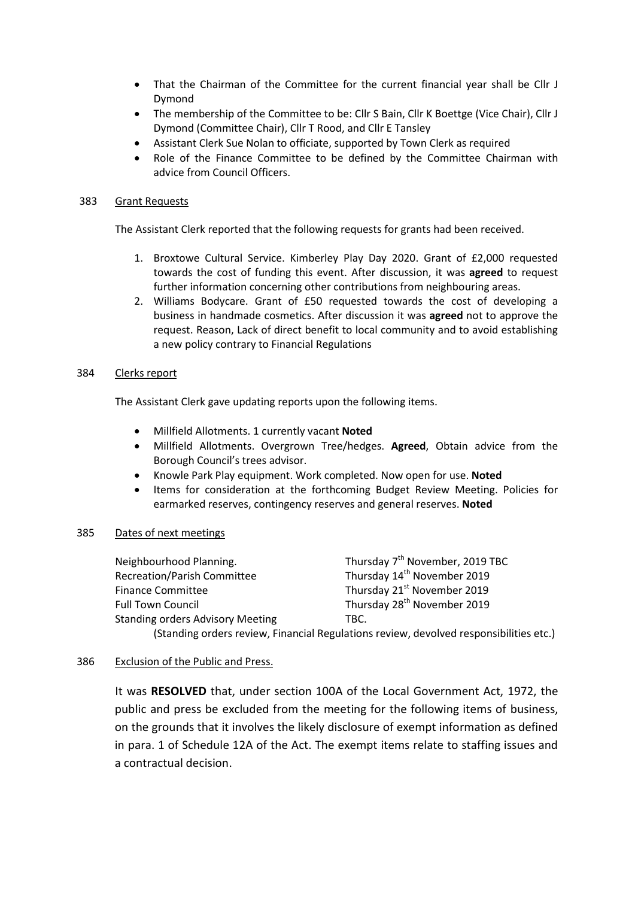- That the Chairman of the Committee for the current financial year shall be Cllr J Dymond
- The membership of the Committee to be: Cllr S Bain, Cllr K Boettge (Vice Chair), Cllr J Dymond (Committee Chair), Cllr T Rood, and Cllr E Tansley
- Assistant Clerk Sue Nolan to officiate, supported by Town Clerk as required
- Role of the Finance Committee to be defined by the Committee Chairman with advice from Council Officers.

383 Grant Requests

The Assistant Clerk reported that the following requests for grants had been received.

1. Broxtowe Cultural Service. Kimberley Play Day 2020. Grant of £2,000 requested towards the cost of funding this event. After discussion, it was **agreed** to request further information concerning other contributions from neighbouring areas.
2. Williams Bodycare. Grant of £50 requested towards the cost of developing a business in handmade cosmetics. After discussion it was **agreed** not to approve the request. Reason, Lack of direct benefit to local community and to avoid establishing a new policy contrary to Financial Regulations

384 Clerks report

The Assistant Clerk gave updating reports upon the following items.

- Millfield Allotments. 1 currently vacant **Noted**
- Millfield Allotments. Overgrown Tree/hedges. **Agreed**, Obtain advice from the Borough Council's trees advisor.
- Knowle Park Play equipment. Work completed. Now open for use. **Noted**
- Items for consideration at the forthcoming Budget Review Meeting. Policies for earmarked reserves, contingency reserves and general reserves. **Noted**

385 Dates of next meetings

| | |
|---|---|
| Neighbourhood Planning. | Thursday 7th November, 2019 TBC |
| Recreation/Parish Committee | Thursday 14th November 2019 |
| Finance Committee | Thursday 21st November 2019 |
| Full Town Council | Thursday 28th November 2019 |
| Standing orders Advisory Meeting | TBC. |

(Standing orders review, Financial Regulations review, devolved responsibilities etc.)

386 Exclusion of the Public and Press.

It was **RESOLVED** that, under section 100A of the Local Government Act, 1972, the public and press be excluded from the meeting for the following items of business, on the grounds that it involves the likely disclosure of exempt information as defined in para. 1 of Schedule 12A of the Act. The exempt items relate to staffing issues and a contractual decision.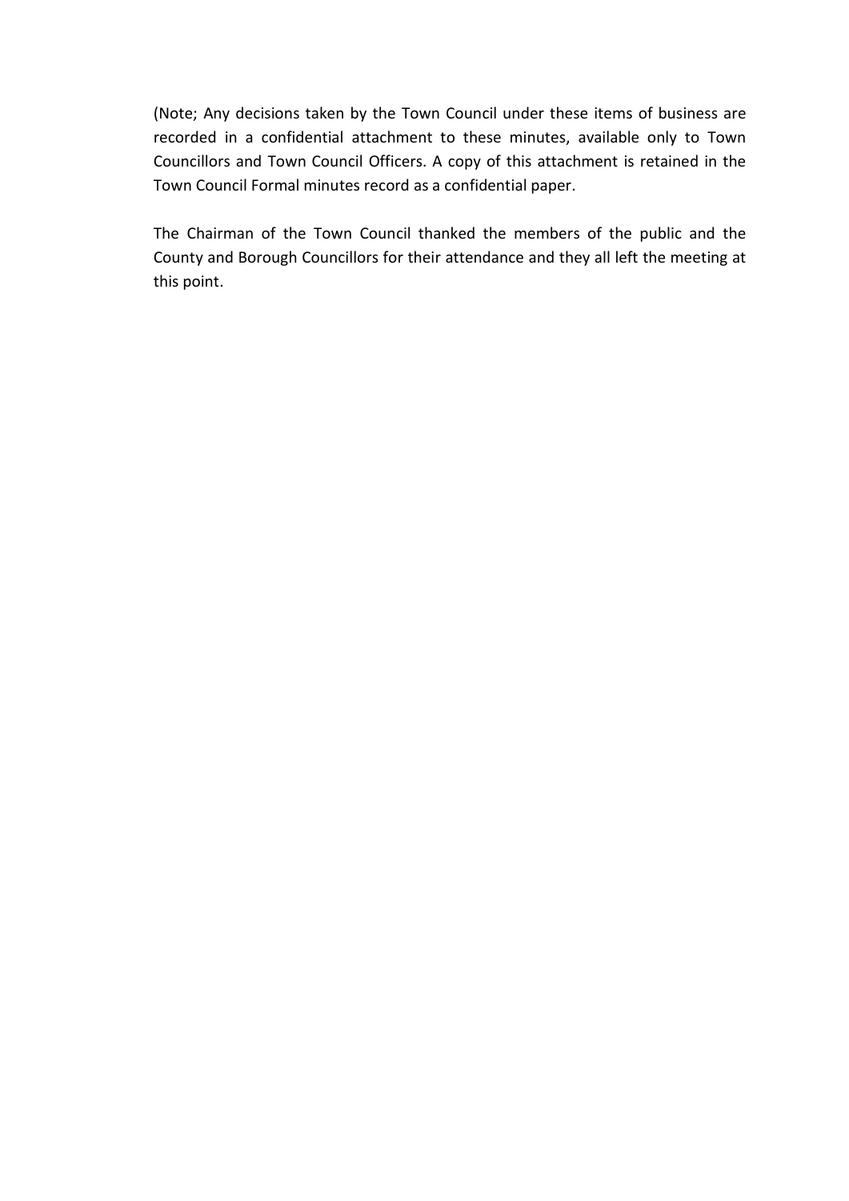(Note; Any decisions taken by the Town Council under these items of business are recorded in a confidential attachment to these minutes, available only to Town Councillors and Town Council Officers. A copy of this attachment is retained in the Town Council Formal minutes record as a confidential paper.

The Chairman of the Town Council thanked the members of the public and the County and Borough Councillors for their attendance and they all left the meeting at this point.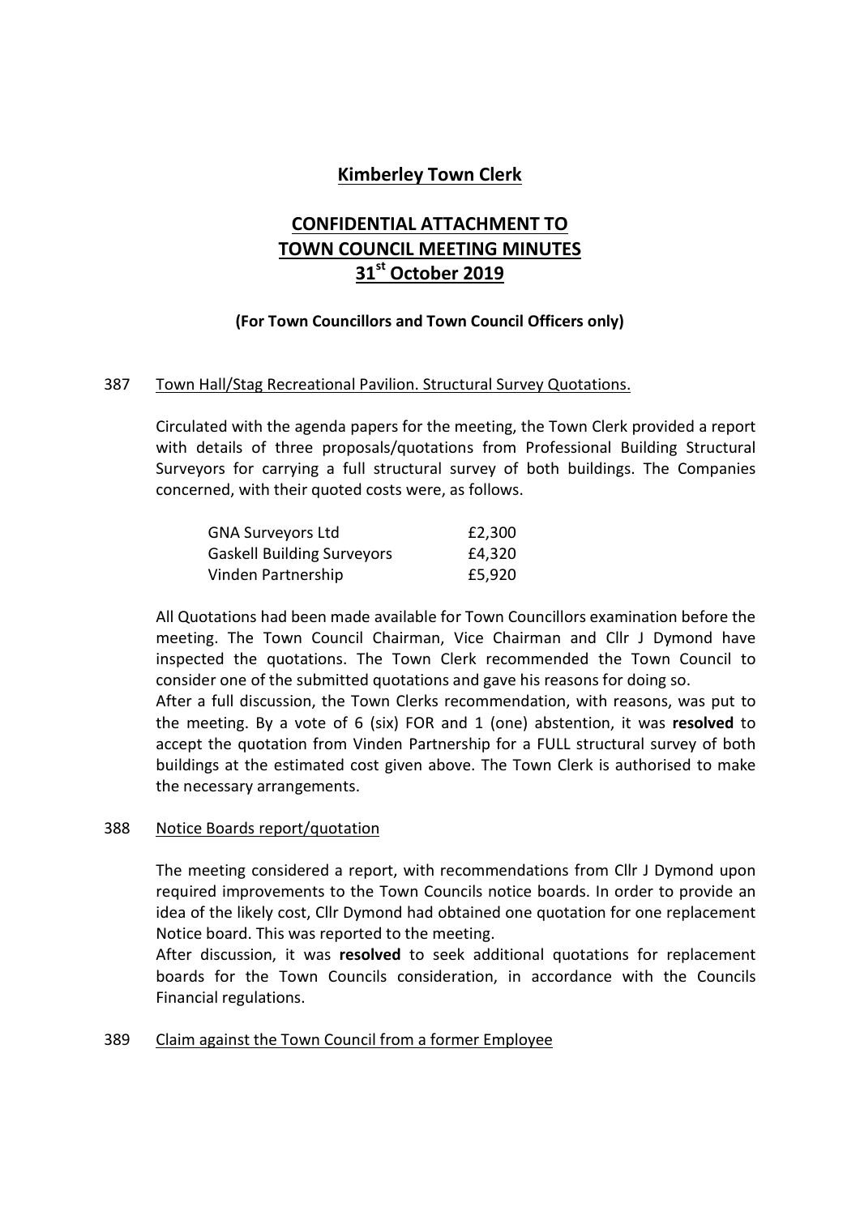# Kimberley Town Clerk

## CONFIDENTIAL ATTACHMENT TO TOWN COUNCIL MEETING MINUTES 31st October 2019

**(For Town Councillors and Town Council Officers only)**

387 Town Hall/Stag Recreational Pavilion. Structural Survey Quotations.

Circulated with the agenda papers for the meeting, the Town Clerk provided a report with details of three proposals/quotations from Professional Building Structural Surveyors for carrying a full structural survey of both buildings. The Companies concerned, with their quoted costs were, as follows.

| Company | Cost |
|---|---|
| GNA Surveyors Ltd | £2,300 |
| Gaskell Building Surveyors | £4,320 |
| Vinden Partnership | £5,920 |

All Quotations had been made available for Town Councillors examination before the meeting. The Town Council Chairman, Vice Chairman and Cllr J Dymond have inspected the quotations. The Town Clerk recommended the Town Council to consider one of the submitted quotations and gave his reasons for doing so.

After a full discussion, the Town Clerks recommendation, with reasons, was put to the meeting. By a vote of 6 (six) FOR and 1 (one) abstention, it was **resolved** to accept the quotation from Vinden Partnership for a FULL structural survey of both buildings at the estimated cost given above. The Town Clerk is authorised to make the necessary arrangements.

388 Notice Boards report/quotation

The meeting considered a report, with recommendations from Cllr J Dymond upon required improvements to the Town Councils notice boards. In order to provide an idea of the likely cost, Cllr Dymond had obtained one quotation for one replacement Notice board. This was reported to the meeting.

After discussion, it was **resolved** to seek additional quotations for replacement boards for the Town Councils consideration, in accordance with the Councils Financial regulations.

389 Claim against the Town Council from a former Employee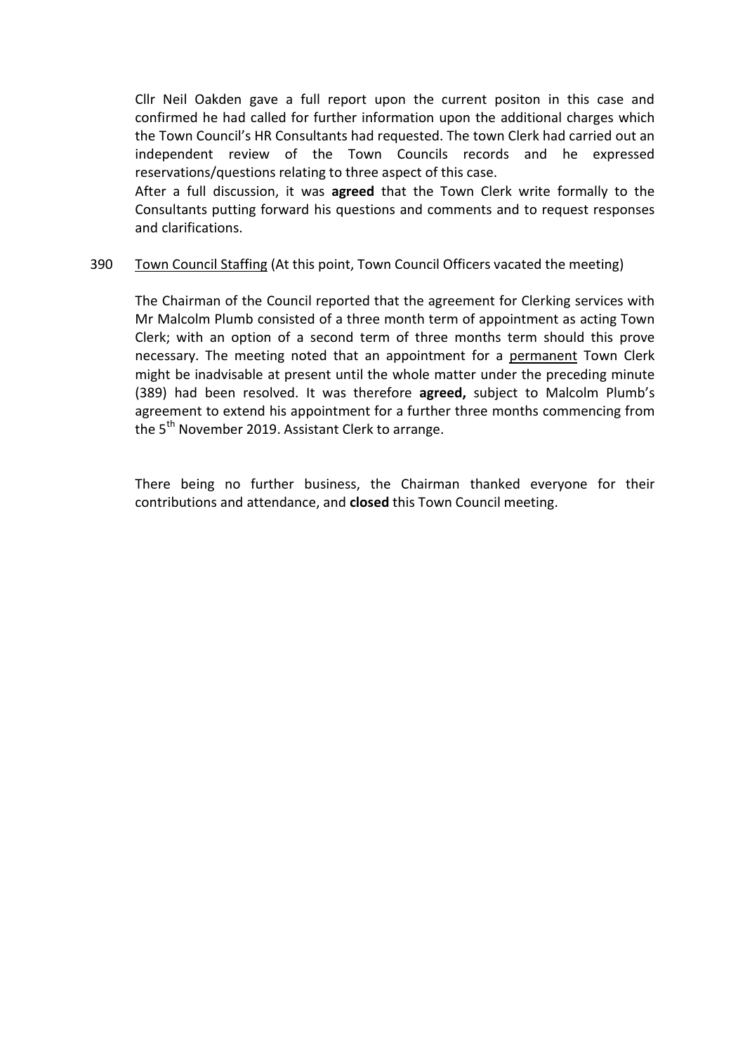Cllr Neil Oakden gave a full report upon the current positon in this case and confirmed he had called for further information upon the additional charges which the Town Council's HR Consultants had requested. The town Clerk had carried out an independent review of the Town Councils records and he expressed reservations/questions relating to three aspect of this case.

After a full discussion, it was **agreed** that the Town Clerk write formally to the Consultants putting forward his questions and comments and to request responses and clarifications.

390 Town Council Staffing (At this point, Town Council Officers vacated the meeting)

The Chairman of the Council reported that the agreement for Clerking services with Mr Malcolm Plumb consisted of a three month term of appointment as acting Town Clerk; with an option of a second term of three months term should this prove necessary. The meeting noted that an appointment for a permanent Town Clerk might be inadvisable at present until the whole matter under the preceding minute (389) had been resolved. It was therefore **agreed,** subject to Malcolm Plumb's agreement to extend his appointment for a further three months commencing from the 5th November 2019. Assistant Clerk to arrange.

There being no further business, the Chairman thanked everyone for their contributions and attendance, and **closed** this Town Council meeting.